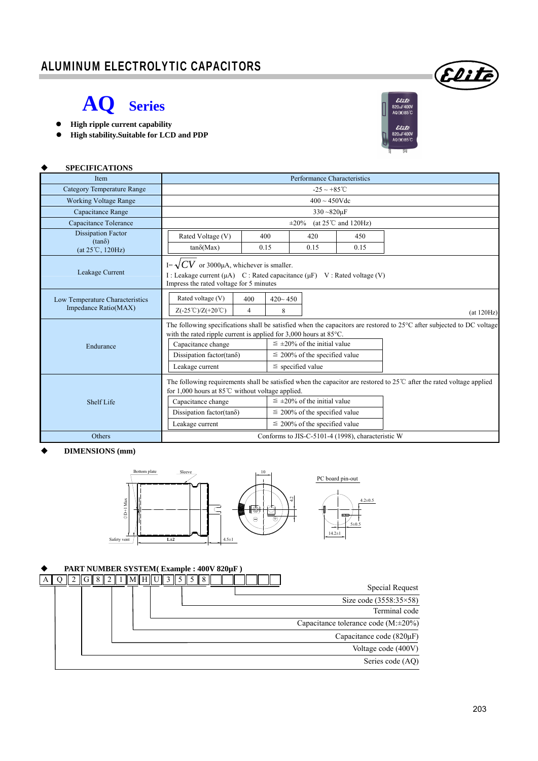# ALUMINUM ELECTROLYTIC CAPACITORS

## AQ Series

- **High ripple current capability**
- **High stability.Suitable for LCD and PDP**

### ◆ SPECIFICATIONS

| Item | Performance Characteristics |
|---|---|
| Category Temperature Range | -25 ~ +85℃ |
| Working Voltage Range | 400 ~ 450Vdc |
| Capacitance Range | 330 ~820μF |
| Capacitance Tolerance | ±20% (at 25℃ and 120Hz) |
| Dissipation Factor (tanδ) (at 25℃, 120Hz) | Rated Voltage (V): 400 / 420 / 450; tanδ(Max): 0.15 / 0.15 / 0.15 |
| Leakage Current | $I=\sqrt{CV}$ or 3000μA, whichever is smaller. I : Leakage current (μA) C : Rated capacitance (μF) V : Rated voltage (V) Impress the rated voltage for 5 minutes |
| Low Temperature Characteristics Impedance Ratio(MAX) | Rated voltage (V): 400 / 420~ 450; Z(-25℃)/Z(+20℃): 4 / 8 (at 120Hz) |
| Endurance | The following specifications shall be satisfied when the capacitors are restored to 25°C after subjected to DC voltage with the rated ripple current is applied for 3,000 hours at 85°C. Capacitance change: ≦ ±20% of the initial value; Dissipation factor(tanδ): ≦ 200% of the specified value; Leakage current: ≦ specified value |
| Shelf Life | The following requirements shall be satisfied when the capacitor are restored to 25℃ after the rated voltage applied for 1,000 hours at 85℃ without voltage applied. Capacitance change: ≦ ±20% of the initial value; Dissipation factor(tanδ): ≦ 200% of the specified value; Leakage current: ≦ 200% of the specified value |
| Others | Conforms to JIS-C-5101-4 (1998), characteristic W |

### ◆ DIMENSIONS (mm)

Bottom plate, Sleeve, ∅D+1 Max, Safety vent, L±2, 4.5±1, 10, 4.2

PC board pin-out: 4.2±0.5, 5±0.5, 14.2±1

### ◆ PART NUMBER SYSTEM( Example : 400V 820μF )

A Q 2 G 8 2 1 M H U 3 5 5 8

- Special Request
- Size code (3558:35×58)
- Terminal code
- Capacitance tolerance code (M:±20%)
- Capacitance code (820μF)
- Voltage code (400V)
- Series code (AQ)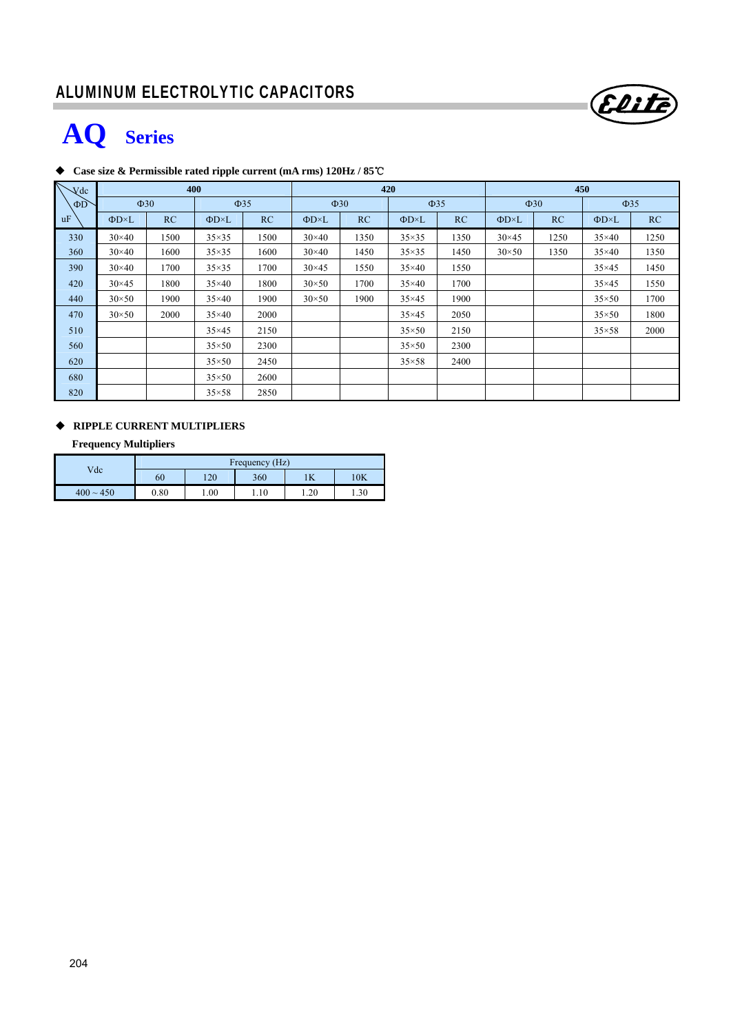## ALUMINUM ELECTROLYTIC CAPACITORS

# AQ Series

◆ **Case size & Permissible rated ripple current (mA rms) 120Hz / 85℃**

| Vdc / ΦD / uF | 400 | | | | 420 | | | | 450 | | | |
|---|---|---|---|---|---|---|---|---|---|---|---|---|
| | Φ30 | | Φ35 | | Φ30 | | Φ35 | | Φ30 | | Φ35 | |
| | ΦD×L | RC | ΦD×L | RC | ΦD×L | RC | ΦD×L | RC | ΦD×L | RC | ΦD×L | RC |
| 330 | 30×40 | 1500 | 35×35 | 1500 | 30×40 | 1350 | 35×35 | 1350 | 30×45 | 1250 | 35×40 | 1250 |
| 360 | 30×40 | 1600 | 35×35 | 1600 | 30×40 | 1450 | 35×35 | 1450 | 30×50 | 1350 | 35×40 | 1350 |
| 390 | 30×40 | 1700 | 35×35 | 1700 | 30×45 | 1550 | 35×40 | 1550 | | | 35×45 | 1450 |
| 420 | 30×45 | 1800 | 35×40 | 1800 | 30×50 | 1700 | 35×40 | 1700 | | | 35×45 | 1550 |
| 440 | 30×50 | 1900 | 35×40 | 1900 | 30×50 | 1900 | 35×45 | 1900 | | | 35×50 | 1700 |
| 470 | 30×50 | 2000 | 35×40 | 2000 | | | 35×45 | 2050 | | | 35×50 | 1800 |
| 510 | | | 35×45 | 2150 | | | 35×50 | 2150 | | | 35×58 | 2000 |
| 560 | | | 35×50 | 2300 | | | 35×50 | 2300 | | | | |
| 620 | | | 35×50 | 2450 | | | 35×58 | 2400 | | | | |
| 680 | | | 35×50 | 2600 | | | | | | | | |
| 820 | | | 35×58 | 2850 | | | | | | | | |

◆ **RIPPLE CURRENT MULTIPLIERS**

**Frequency Multipliers**

| Vdc | Frequency (Hz) | | | | |
|---|---|---|---|---|---|
| | 60 | 120 | 360 | 1K | 10K |
| 400 ~ 450 | 0.80 | 1.00 | 1.10 | 1.20 | 1.30 |